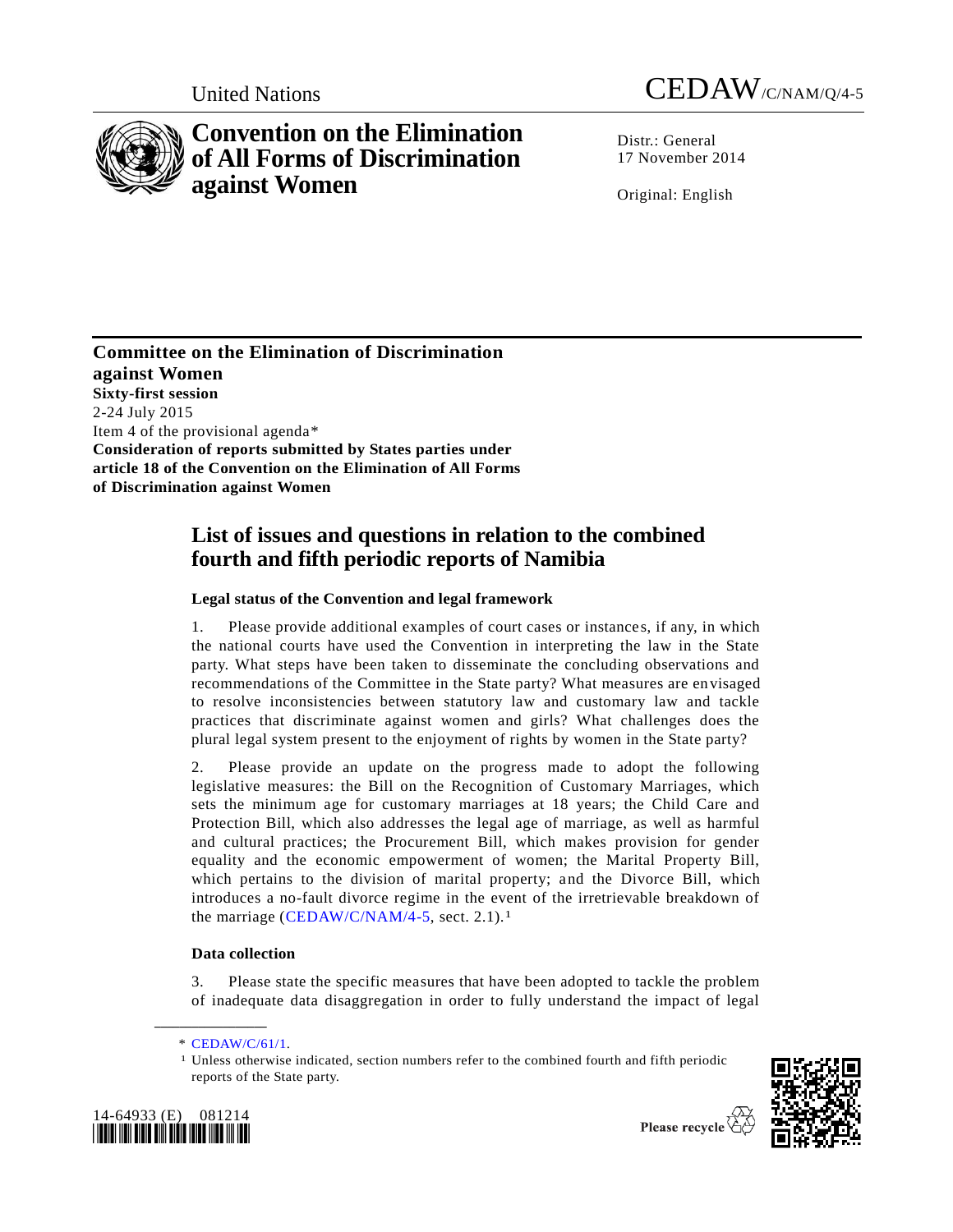United Nations

CEDAW/C/NAM/Q/4-5

# Convention on the Elimination of All Forms of Discrimination against Women

Distr.: General
17 November 2014

Original: English

**Committee on the Elimination of Discrimination against Women**
**Sixty-first session**
2-24 July 2015
Item 4 of the provisional agenda*
**Consideration of reports submitted by States parties under article 18 of the Convention on the Elimination of All Forms of Discrimination against Women**

## List of issues and questions in relation to the combined fourth and fifth periodic reports of Namibia

### Legal status of the Convention and legal framework

1. Please provide additional examples of court cases or instances, if any, in which the national courts have used the Convention in interpreting the law in the State party. What steps have been taken to disseminate the concluding observations and recommendations of the Committee in the State party? What measures are envisaged to resolve inconsistencies between statutory law and customary law and tackle practices that discriminate against women and girls? What challenges does the plural legal system present to the enjoyment of rights by women in the State party?

2. Please provide an update on the progress made to adopt the following legislative measures: the Bill on the Recognition of Customary Marriages, which sets the minimum age for customary marriages at 18 years; the Child Care and Protection Bill, which also addresses the legal age of marriage, as well as harmful and cultural practices; the Procurement Bill, which makes provision for gender equality and the economic empowerment of women; the Marital Property Bill, which pertains to the division of marital property; and the Divorce Bill, which introduces a no-fault divorce regime in the event of the irretrievable breakdown of the marriage (CEDAW/C/NAM/4-5, sect. 2.1).[1]

### Data collection

3. Please state the specific measures that have been adopted to tackle the problem of inadequate data disaggregation in order to fully understand the impact of legal

---

\* CEDAW/C/61/1.

[1] Unless otherwise indicated, section numbers refer to the combined fourth and fifth periodic reports of the State party.

14-64933 (E) 081214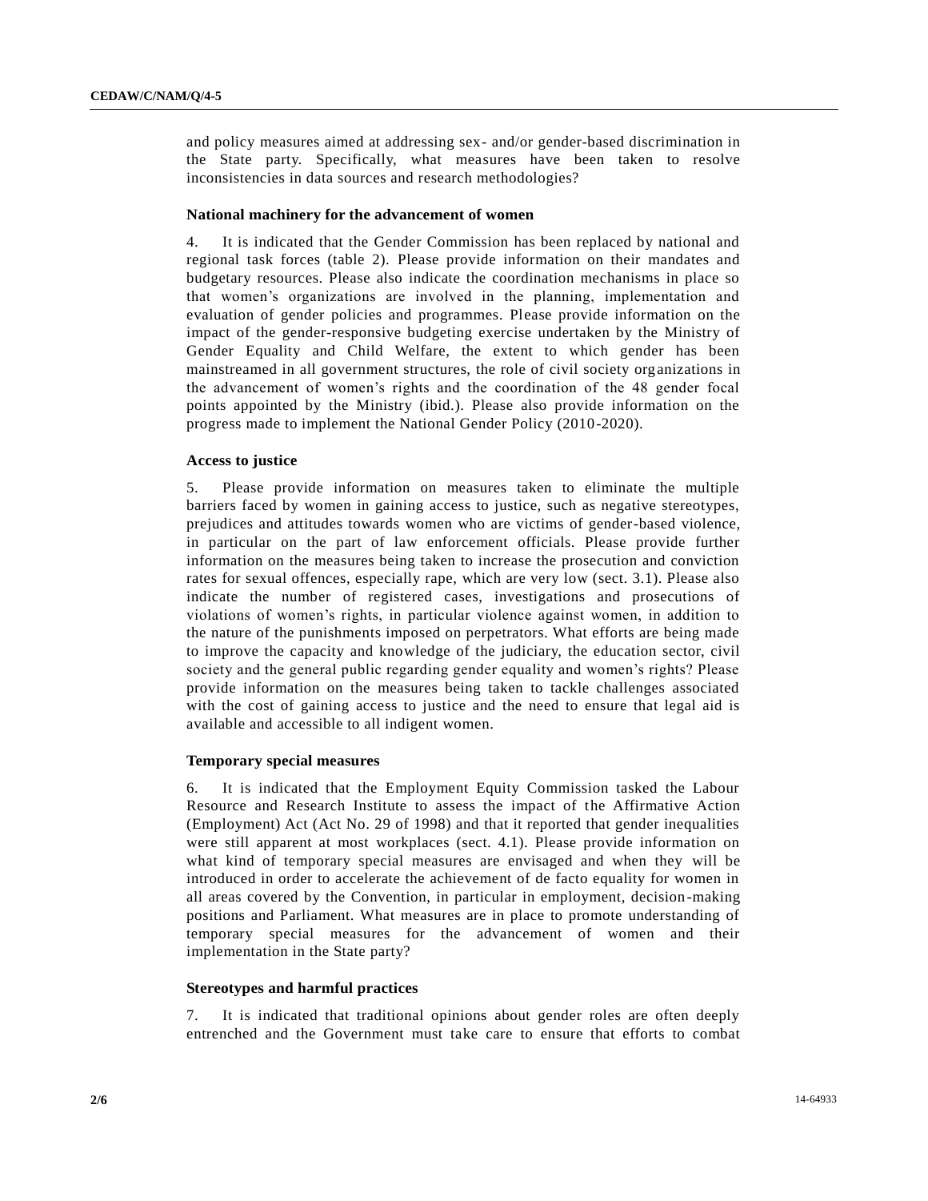and policy measures aimed at addressing sex- and/or gender-based discrimination in the State party. Specifically, what measures have been taken to resolve inconsistencies in data sources and research methodologies?

### National machinery for the advancement of women

4. It is indicated that the Gender Commission has been replaced by national and regional task forces (table 2). Please provide information on their mandates and budgetary resources. Please also indicate the coordination mechanisms in place so that women's organizations are involved in the planning, implementation and evaluation of gender policies and programmes. Please provide information on the impact of the gender-responsive budgeting exercise undertaken by the Ministry of Gender Equality and Child Welfare, the extent to which gender has been mainstreamed in all government structures, the role of civil society organizations in the advancement of women's rights and the coordination of the 48 gender focal points appointed by the Ministry (ibid.). Please also provide information on the progress made to implement the National Gender Policy (2010-2020).

### Access to justice

5. Please provide information on measures taken to eliminate the multiple barriers faced by women in gaining access to justice, such as negative stereotypes, prejudices and attitudes towards women who are victims of gender-based violence, in particular on the part of law enforcement officials. Please provide further information on the measures being taken to increase the prosecution and conviction rates for sexual offences, especially rape, which are very low (sect. 3.1). Please also indicate the number of registered cases, investigations and prosecutions of violations of women's rights, in particular violence against women, in addition to the nature of the punishments imposed on perpetrators. What efforts are being made to improve the capacity and knowledge of the judiciary, the education sector, civil society and the general public regarding gender equality and women's rights? Please provide information on the measures being taken to tackle challenges associated with the cost of gaining access to justice and the need to ensure that legal aid is available and accessible to all indigent women.

### Temporary special measures

6. It is indicated that the Employment Equity Commission tasked the Labour Resource and Research Institute to assess the impact of the Affirmative Action (Employment) Act (Act No. 29 of 1998) and that it reported that gender inequalities were still apparent at most workplaces (sect. 4.1). Please provide information on what kind of temporary special measures are envisaged and when they will be introduced in order to accelerate the achievement of de facto equality for women in all areas covered by the Convention, in particular in employment, decision-making positions and Parliament. What measures are in place to promote understanding of temporary special measures for the advancement of women and their implementation in the State party?

### Stereotypes and harmful practices

7. It is indicated that traditional opinions about gender roles are often deeply entrenched and the Government must take care to ensure that efforts to combat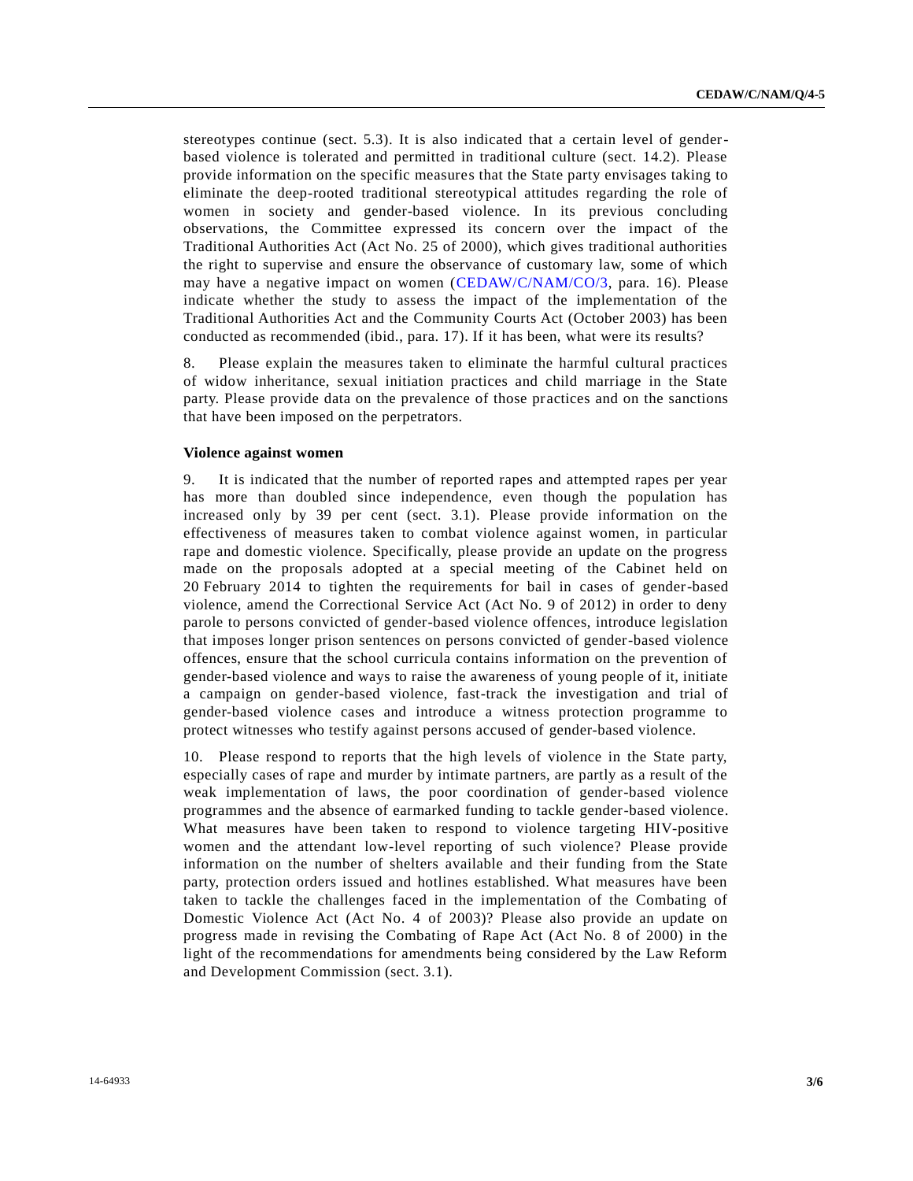stereotypes continue (sect. 5.3). It is also indicated that a certain level of gender-based violence is tolerated and permitted in traditional culture (sect. 14.2). Please provide information on the specific measures that the State party envisages taking to eliminate the deep-rooted traditional stereotypical attitudes regarding the role of women in society and gender-based violence. In its previous concluding observations, the Committee expressed its concern over the impact of the Traditional Authorities Act (Act No. 25 of 2000), which gives traditional authorities the right to supervise and ensure the observance of customary law, some of which may have a negative impact on women (CEDAW/C/NAM/CO/3, para. 16). Please indicate whether the study to assess the impact of the implementation of the Traditional Authorities Act and the Community Courts Act (October 2003) has been conducted as recommended (ibid., para. 17). If it has been, what were its results?

8. Please explain the measures taken to eliminate the harmful cultural practices of widow inheritance, sexual initiation practices and child marriage in the State party. Please provide data on the prevalence of those practices and on the sanctions that have been imposed on the perpetrators.

### Violence against women

9. It is indicated that the number of reported rapes and attempted rapes per year has more than doubled since independence, even though the population has increased only by 39 per cent (sect. 3.1). Please provide information on the effectiveness of measures taken to combat violence against women, in particular rape and domestic violence. Specifically, please provide an update on the progress made on the proposals adopted at a special meeting of the Cabinet held on 20 February 2014 to tighten the requirements for bail in cases of gender-based violence, amend the Correctional Service Act (Act No. 9 of 2012) in order to deny parole to persons convicted of gender-based violence offences, introduce legislation that imposes longer prison sentences on persons convicted of gender-based violence offences, ensure that the school curricula contains information on the prevention of gender-based violence and ways to raise the awareness of young people of it, initiate a campaign on gender-based violence, fast-track the investigation and trial of gender-based violence cases and introduce a witness protection programme to protect witnesses who testify against persons accused of gender-based violence.

10. Please respond to reports that the high levels of violence in the State party, especially cases of rape and murder by intimate partners, are partly as a result of the weak implementation of laws, the poor coordination of gender-based violence programmes and the absence of earmarked funding to tackle gender-based violence. What measures have been taken to respond to violence targeting HIV-positive women and the attendant low-level reporting of such violence? Please provide information on the number of shelters available and their funding from the State party, protection orders issued and hotlines established. What measures have been taken to tackle the challenges faced in the implementation of the Combating of Domestic Violence Act (Act No. 4 of 2003)? Please also provide an update on progress made in revising the Combating of Rape Act (Act No. 8 of 2000) in the light of the recommendations for amendments being considered by the Law Reform and Development Commission (sect. 3.1).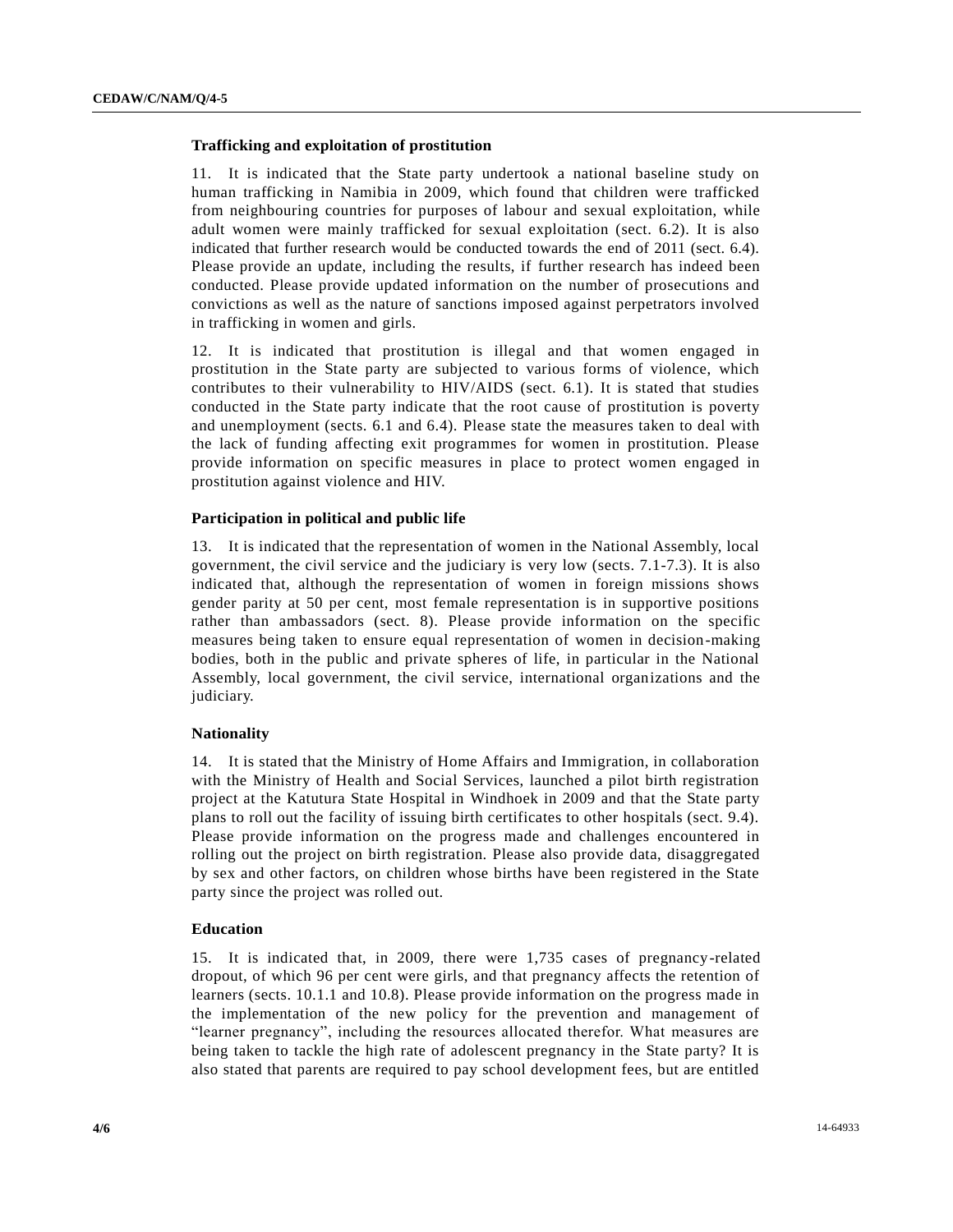### Trafficking and exploitation of prostitution

11. It is indicated that the State party undertook a national baseline study on human trafficking in Namibia in 2009, which found that children were trafficked from neighbouring countries for purposes of labour and sexual exploitation, while adult women were mainly trafficked for sexual exploitation (sect. 6.2). It is also indicated that further research would be conducted towards the end of 2011 (sect. 6.4). Please provide an update, including the results, if further research has indeed been conducted. Please provide updated information on the number of prosecutions and convictions as well as the nature of sanctions imposed against perpetrators involved in trafficking in women and girls.

12. It is indicated that prostitution is illegal and that women engaged in prostitution in the State party are subjected to various forms of violence, which contributes to their vulnerability to HIV/AIDS (sect. 6.1). It is stated that studies conducted in the State party indicate that the root cause of prostitution is poverty and unemployment (sects. 6.1 and 6.4). Please state the measures taken to deal with the lack of funding affecting exit programmes for women in prostitution. Please provide information on specific measures in place to protect women engaged in prostitution against violence and HIV.

### Participation in political and public life

13. It is indicated that the representation of women in the National Assembly, local government, the civil service and the judiciary is very low (sects. 7.1-7.3). It is also indicated that, although the representation of women in foreign missions shows gender parity at 50 per cent, most female representation is in supportive positions rather than ambassadors (sect. 8). Please provide information on the specific measures being taken to ensure equal representation of women in decision-making bodies, both in the public and private spheres of life, in particular in the National Assembly, local government, the civil service, international organizations and the judiciary.

### Nationality

14. It is stated that the Ministry of Home Affairs and Immigration, in collaboration with the Ministry of Health and Social Services, launched a pilot birth registration project at the Katutura State Hospital in Windhoek in 2009 and that the State party plans to roll out the facility of issuing birth certificates to other hospitals (sect. 9.4). Please provide information on the progress made and challenges encountered in rolling out the project on birth registration. Please also provide data, disaggregated by sex and other factors, on children whose births have been registered in the State party since the project was rolled out.

### Education

15. It is indicated that, in 2009, there were 1,735 cases of pregnancy-related dropout, of which 96 per cent were girls, and that pregnancy affects the retention of learners (sects. 10.1.1 and 10.8). Please provide information on the progress made in the implementation of the new policy for the prevention and management of "learner pregnancy", including the resources allocated therefor. What measures are being taken to tackle the high rate of adolescent pregnancy in the State party? It is also stated that parents are required to pay school development fees, but are entitled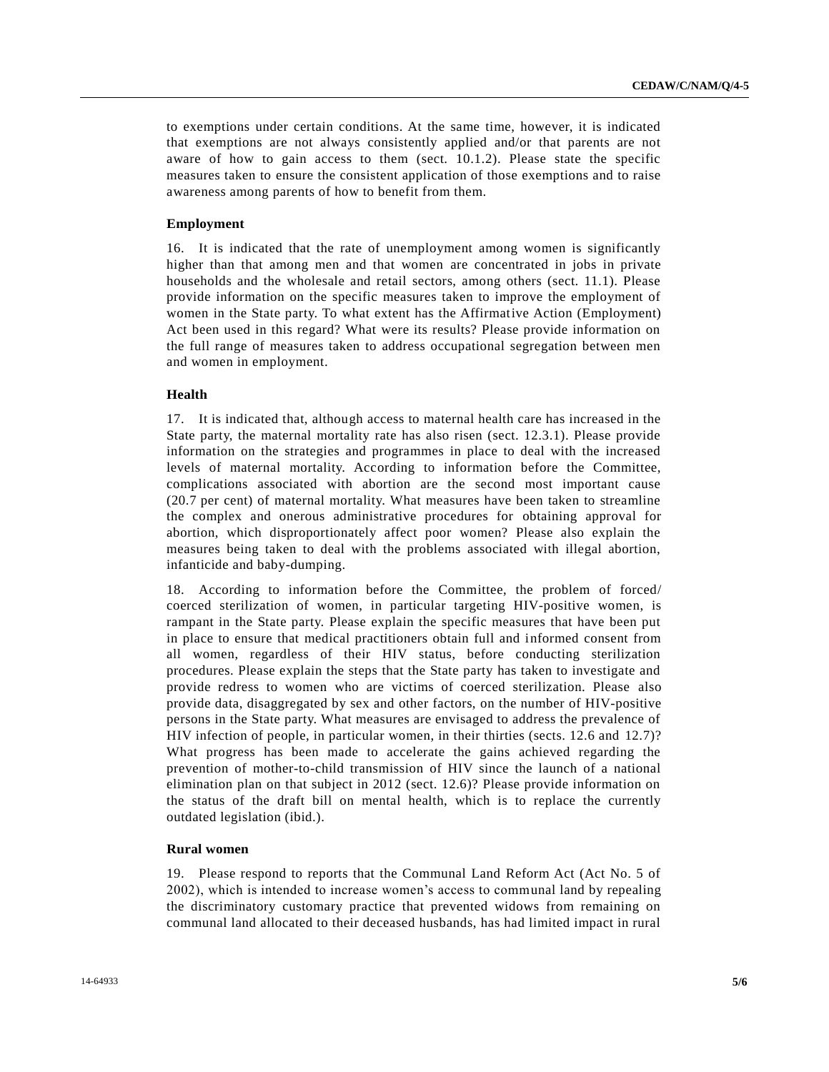to exemptions under certain conditions. At the same time, however, it is indicated that exemptions are not always consistently applied and/or that parents are not aware of how to gain access to them (sect. 10.1.2). Please state the specific measures taken to ensure the consistent application of those exemptions and to raise awareness among parents of how to benefit from them.

### Employment

16. It is indicated that the rate of unemployment among women is significantly higher than that among men and that women are concentrated in jobs in private households and the wholesale and retail sectors, among others (sect. 11.1). Please provide information on the specific measures taken to improve the employment of women in the State party. To what extent has the Affirmative Action (Employment) Act been used in this regard? What were its results? Please provide information on the full range of measures taken to address occupational segregation between men and women in employment.

### Health

17. It is indicated that, although access to maternal health care has increased in the State party, the maternal mortality rate has also risen (sect. 12.3.1). Please provide information on the strategies and programmes in place to deal with the increased levels of maternal mortality. According to information before the Committee, complications associated with abortion are the second most important cause (20.7 per cent) of maternal mortality. What measures have been taken to streamline the complex and onerous administrative procedures for obtaining approval for abortion, which disproportionately affect poor women? Please also explain the measures being taken to deal with the problems associated with illegal abortion, infanticide and baby-dumping.

18. According to information before the Committee, the problem of forced/coerced sterilization of women, in particular targeting HIV-positive women, is rampant in the State party. Please explain the specific measures that have been put in place to ensure that medical practitioners obtain full and informed consent from all women, regardless of their HIV status, before conducting sterilization procedures. Please explain the steps that the State party has taken to investigate and provide redress to women who are victims of coerced sterilization. Please also provide data, disaggregated by sex and other factors, on the number of HIV-positive persons in the State party. What measures are envisaged to address the prevalence of HIV infection of people, in particular women, in their thirties (sects. 12.6 and 12.7)? What progress has been made to accelerate the gains achieved regarding the prevention of mother-to-child transmission of HIV since the launch of a national elimination plan on that subject in 2012 (sect. 12.6)? Please provide information on the status of the draft bill on mental health, which is to replace the currently outdated legislation (ibid.).

### Rural women

19. Please respond to reports that the Communal Land Reform Act (Act No. 5 of 2002), which is intended to increase women's access to communal land by repealing the discriminatory customary practice that prevented widows from remaining on communal land allocated to their deceased husbands, has had limited impact in rural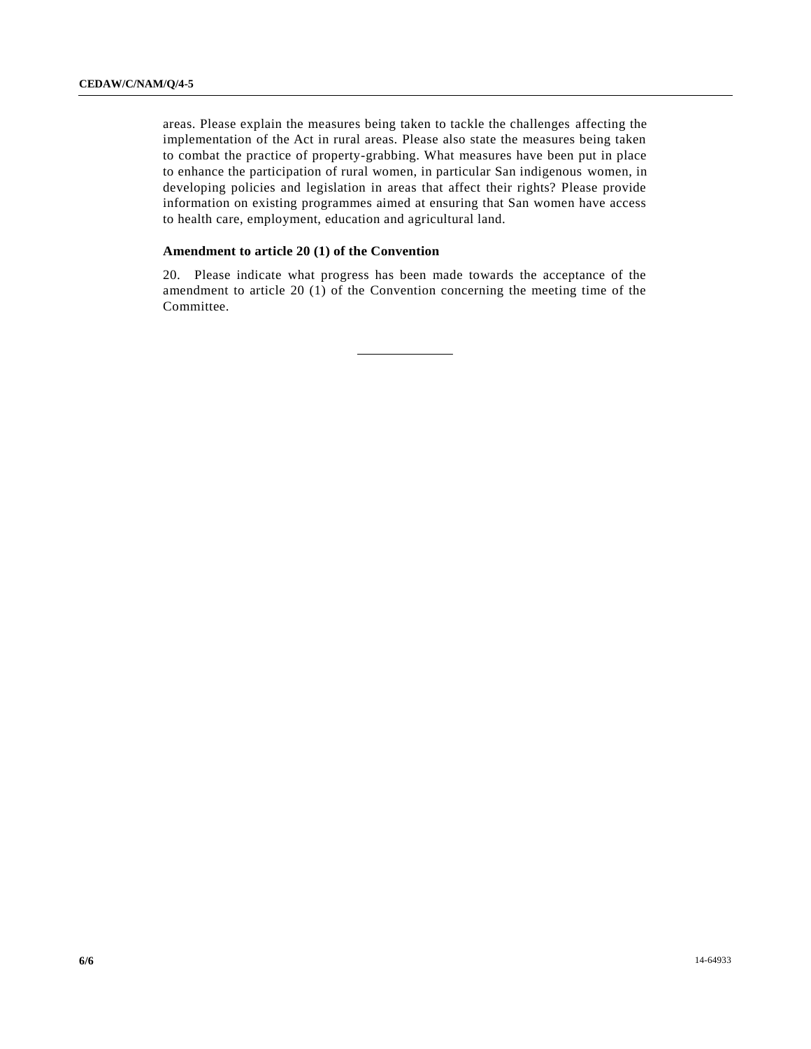areas. Please explain the measures being taken to tackle the challenges affecting the implementation of the Act in rural areas. Please also state the measures being taken to combat the practice of property-grabbing. What measures have been put in place to enhance the participation of rural women, in particular San indigenous women, in developing policies and legislation in areas that affect their rights? Please provide information on existing programmes aimed at ensuring that San women have access to health care, employment, education and agricultural land.

### Amendment to article 20 (1) of the Convention

20. Please indicate what progress has been made towards the acceptance of the amendment to article 20 (1) of the Convention concerning the meeting time of the Committee.